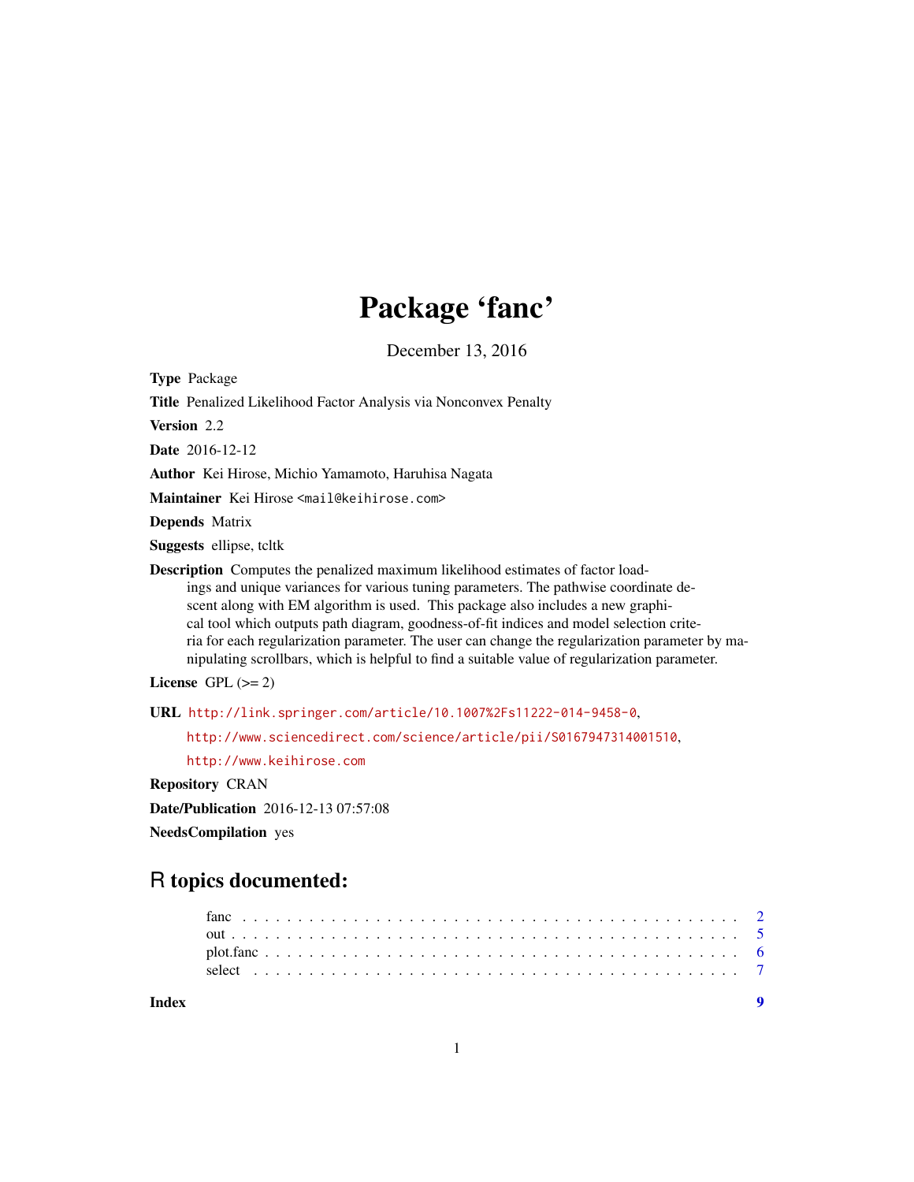# Package 'fanc'

December 13, 2016

**Type** Package

**Title** Penalized Likelihood Factor Analysis via Nonconvex Penalty

**Version** 2.2

**Date** 2016-12-12

**Author** Kei Hirose, Michio Yamamoto, Haruhisa Nagata

**Maintainer** Kei Hirose <mail@keihirose.com>

**Depends** Matrix

**Suggests** ellipse, tcltk

**Description** Computes the penalized maximum likelihood estimates of factor loadings and unique variances for various tuning parameters. The pathwise coordinate descent along with EM algorithm is used. This package also includes a new graphical tool which outputs path diagram, goodness-of-fit indices and model selection criteria for each regularization parameter. The user can change the regularization parameter by manipulating scrollbars, which is helpful to find a suitable value of regularization parameter.

**License** GPL (>= 2)

**URL** http://link.springer.com/article/10.1007%2Fs11222-014-9458-0,
http://www.sciencedirect.com/science/article/pii/S0167947314001510,
http://www.keihirose.com

**Repository** CRAN

**Date/Publication** 2016-12-13 07:57:08

**NeedsCompilation** yes

## R topics documented:

- fanc . . . . . . . . . . . . . . . . . . . . . . . . . . . . . . . . . . . . . . . . . . . 2
- out . . . . . . . . . . . . . . . . . . . . . . . . . . . . . . . . . . . . . . . . . . . . 5
- plot.fanc . . . . . . . . . . . . . . . . . . . . . . . . . . . . . . . . . . . . . . . . 6
- select . . . . . . . . . . . . . . . . . . . . . . . . . . . . . . . . . . . . . . . . . . 7

**Index** **9**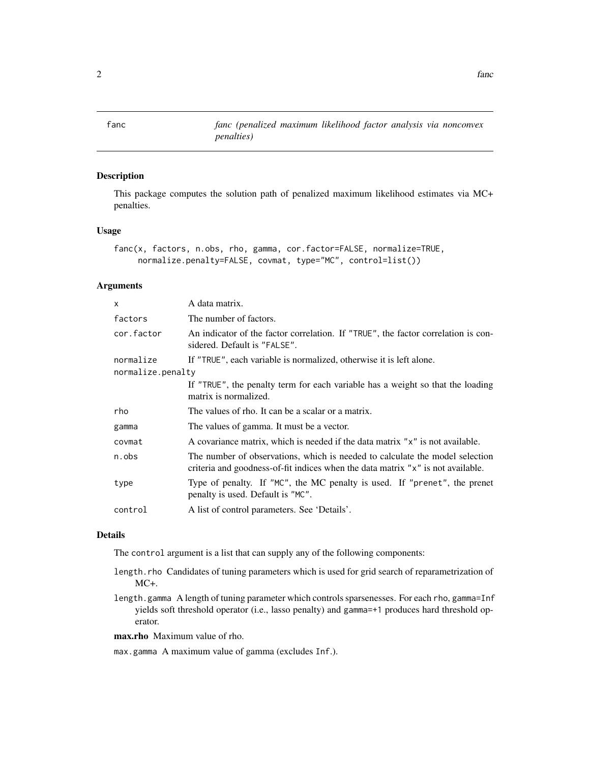fanc — *fanc (penalized maximum likelihood factor analysis via nonconvex penalties)*

## Description

This package computes the solution path of penalized maximum likelihood estimates via MC+ penalties.

## Usage

```
fanc(x, factors, n.obs, rho, gamma, cor.factor=FALSE, normalize=TRUE,
     normalize.penalty=FALSE, covmat, type="MC", control=list())
```

## Arguments

| Argument | Description |
|---|---|
| `x` | A data matrix. |
| `factors` | The number of factors. |
| `cor.factor` | An indicator of the factor correlation. If "TRUE", the factor correlation is considered. Default is "FALSE". |
| `normalize` | If "TRUE", each variable is normalized, otherwise it is left alone. |
| `normalize.penalty` | If "TRUE", the penalty term for each variable has a weight so that the loading matrix is normalized. |
| `rho` | The values of rho. It can be a scalar or a matrix. |
| `gamma` | The values of gamma. It must be a vector. |
| `covmat` | A covariance matrix, which is needed if the data matrix "x" is not available. |
| `n.obs` | The number of observations, which is needed to calculate the model selection criteria and goodness-of-fit indices when the data matrix "x" is not available. |
| `type` | Type of penalty. If "MC", the MC penalty is used. If "prenet", the prenet penalty is used. Default is "MC". |
| `control` | A list of control parameters. See 'Details'. |

## Details

The `control` argument is a list that can supply any of the following components:

- `length.rho` Candidates of tuning parameters which is used for grid search of reparametrization of MC+.
- `length.gamma` A length of tuning parameter which controls sparsenesses. For each `rho`, `gamma=Inf` yields soft threshold operator (i.e., lasso penalty) and `gamma=+1` produces hard threshold operator.
- **max.rho** Maximum value of rho.
- `max.gamma` A maximum value of gamma (excludes `Inf`.).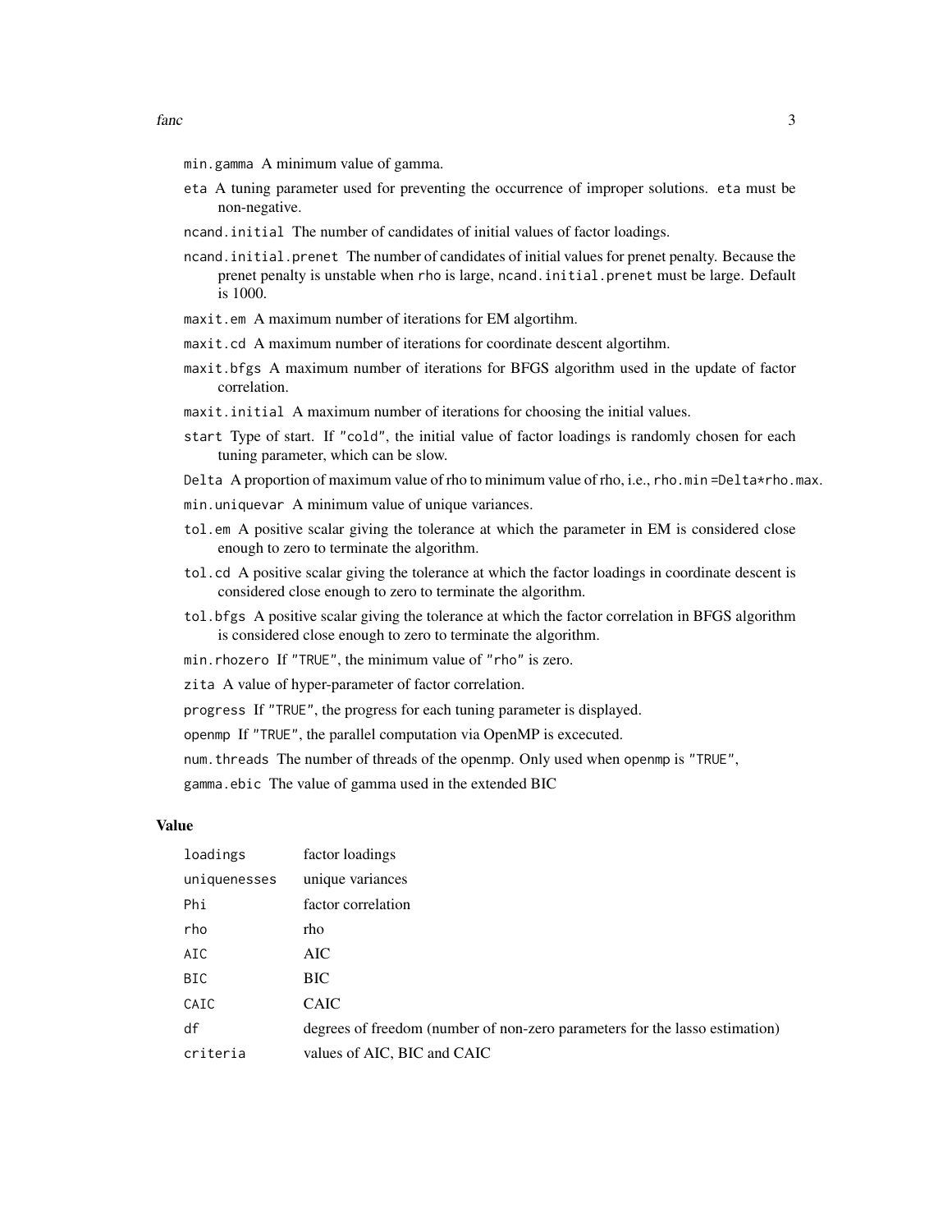`min.gamma` A minimum value of gamma.

`eta` A tuning parameter used for preventing the occurrence of improper solutions. `eta` must be non-negative.

`ncand.initial` The number of candidates of initial values of factor loadings.

`ncand.initial.prenet` The number of candidates of initial values for prenet penalty. Because the prenet penalty is unstable when `rho` is large, `ncand.initial.prenet` must be large. Default is 1000.

`maxit.em` A maximum number of iterations for EM algortihm.

`maxit.cd` A maximum number of iterations for coordinate descent algortihm.

`maxit.bfgs` A maximum number of iterations for BFGS algorithm used in the update of factor correlation.

`maxit.initial` A maximum number of iterations for choosing the initial values.

`start` Type of start. If `"cold"`, the initial value of factor loadings is randomly chosen for each tuning parameter, which can be slow.

`Delta` A proportion of maximum value of rho to minimum value of rho, i.e., `rho.min =Delta*rho.max`.

`min.uniquevar` A minimum value of unique variances.

`tol.em` A positive scalar giving the tolerance at which the parameter in EM is considered close enough to zero to terminate the algorithm.

`tol.cd` A positive scalar giving the tolerance at which the factor loadings in coordinate descent is considered close enough to zero to terminate the algorithm.

`tol.bfgs` A positive scalar giving the tolerance at which the factor correlation in BFGS algorithm is considered close enough to zero to terminate the algorithm.

`min.rhozero` If `"TRUE"`, the minimum value of `"rho"` is zero.

`zita` A value of hyper-parameter of factor correlation.

`progress` If `"TRUE"`, the progress for each tuning parameter is displayed.

`openmp` If `"TRUE"`, the parallel computation via OpenMP is excecuted.

`num.threads` The number of threads of the openmp. Only used when `openmp` is `"TRUE"`,

`gamma.ebic` The value of gamma used in the extended BIC

### Value

| | |
|---|---|
| `loadings` | factor loadings |
| `uniquenesses` | unique variances |
| `Phi` | factor correlation |
| `rho` | rho |
| `AIC` | AIC |
| `BIC` | BIC |
| `CAIC` | CAIC |
| `df` | degrees of freedom (number of non-zero parameters for the lasso estimation) |
| `criteria` | values of AIC, BIC and CAIC |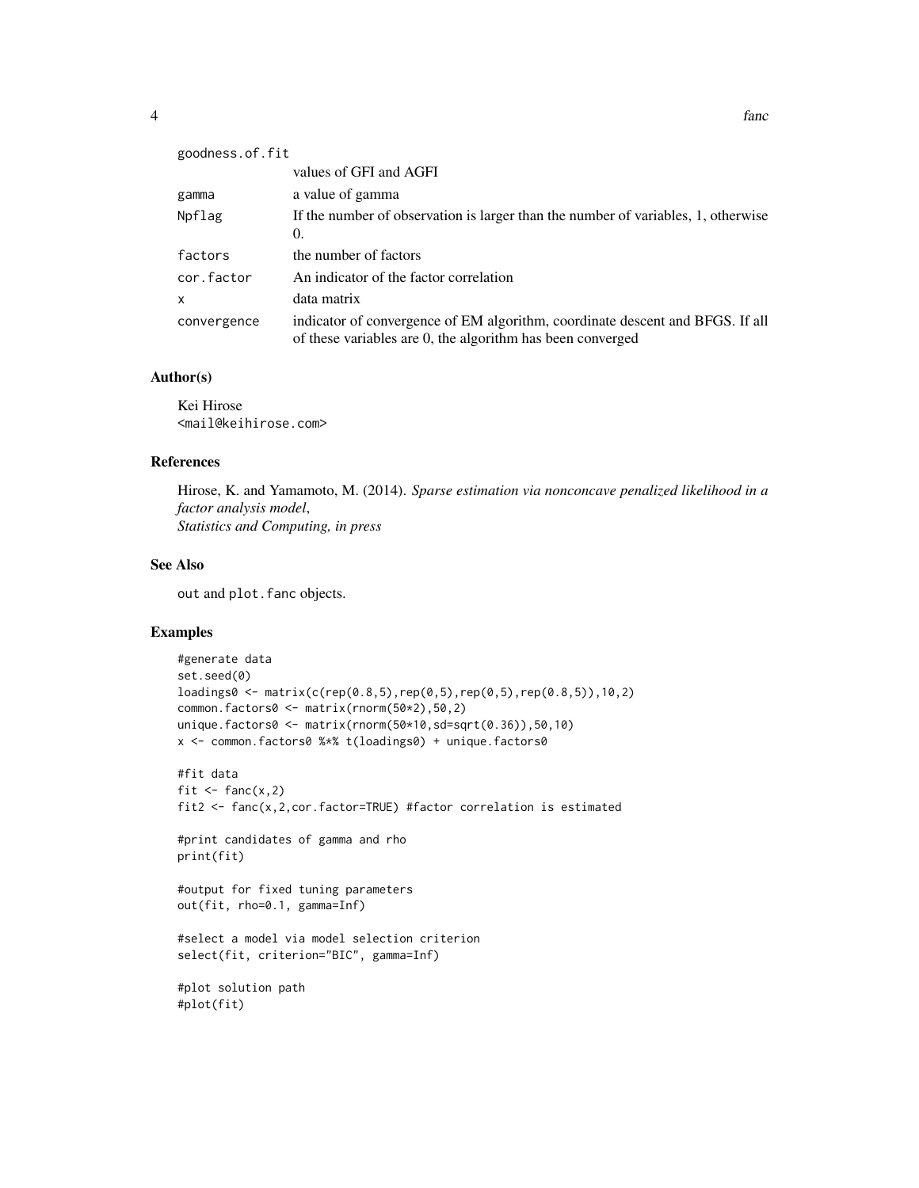| | |
|---|---|
| goodness.of.fit | values of GFI and AGFI |
| gamma | a value of gamma |
| Npflag | If the number of observation is larger than the number of variables, 1, otherwise 0. |
| factors | the number of factors |
| cor.factor | An indicator of the factor correlation |
| x | data matrix |
| convergence | indicator of convergence of EM algorithm, coordinate descent and BFGS. If all of these variables are 0, the algorithm has been converged |

### Author(s)

Kei Hirose
<mail@keihirose.com>

### References

Hirose, K. and Yamamoto, M. (2014). *Sparse estimation via nonconcave penalized likelihood in a factor analysis model*,
*Statistics and Computing, in press*

### See Also

out and plot.fanc objects.

### Examples

```
#generate data
set.seed(0)
loadings0 <- matrix(c(rep(0.8,5),rep(0,5),rep(0,5),rep(0.8,5)),10,2)
common.factors0 <- matrix(rnorm(50*2),50,2)
unique.factors0 <- matrix(rnorm(50*10,sd=sqrt(0.36)),50,10)
x <- common.factors0 %*% t(loadings0) + unique.factors0

#fit data
fit <- fanc(x,2)
fit2 <- fanc(x,2,cor.factor=TRUE) #factor correlation is estimated

#print candidates of gamma and rho
print(fit)

#output for fixed tuning parameters
out(fit, rho=0.1, gamma=Inf)

#select a model via model selection criterion
select(fit, criterion="BIC", gamma=Inf)

#plot solution path
#plot(fit)
```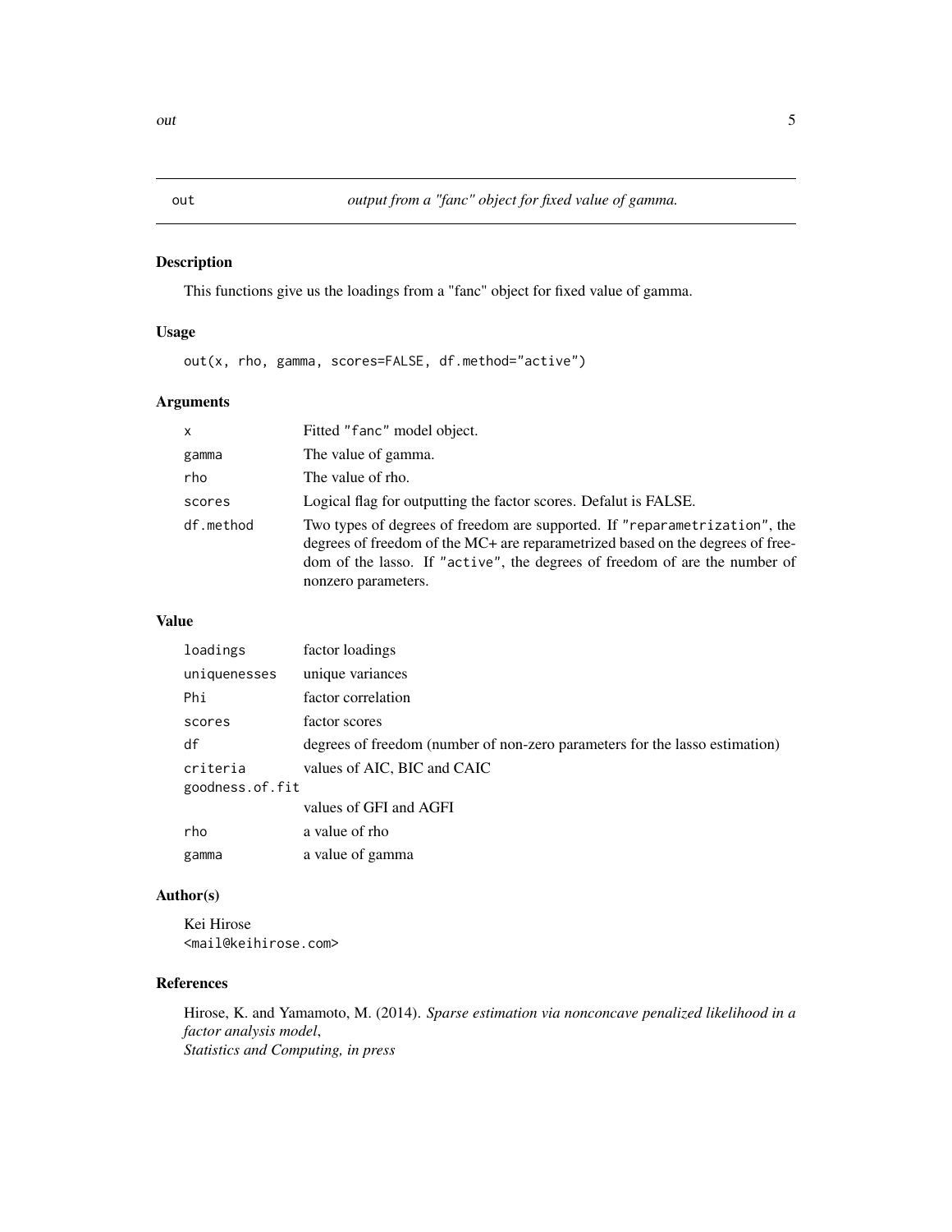# out — *output from a "fanc" object for fixed value of gamma.*

## Description

This functions give us the loadings from a "fanc" object for fixed value of gamma.

## Usage

```
out(x, rho, gamma, scores=FALSE, df.method="active")
```

## Arguments

| | |
|---|---|
| `x` | Fitted `"fanc"` model object. |
| `gamma` | The value of gamma. |
| `rho` | The value of rho. |
| `scores` | Logical flag for outputting the factor scores. Defalut is FALSE. |
| `df.method` | Two types of degrees of freedom are supported. If `"reparametrization"`, the degrees of freedom of the MC+ are reparametrized based on the degrees of freedom of the lasso. If `"active"`, the degrees of freedom of are the number of nonzero parameters. |

## Value

| | |
|---|---|
| `loadings` | factor loadings |
| `uniquenesses` | unique variances |
| `Phi` | factor correlation |
| `scores` | factor scores |
| `df` | degrees of freedom (number of non-zero parameters for the lasso estimation) |
| `criteria` | values of AIC, BIC and CAIC |
| `goodness.of.fit` | values of GFI and AGFI |
| `rho` | a value of rho |
| `gamma` | a value of gamma |

## Author(s)

Kei Hirose
<mail@keihirose.com>

## References

Hirose, K. and Yamamoto, M. (2014). *Sparse estimation via nonconcave penalized likelihood in a factor analysis model*,
*Statistics and Computing, in press*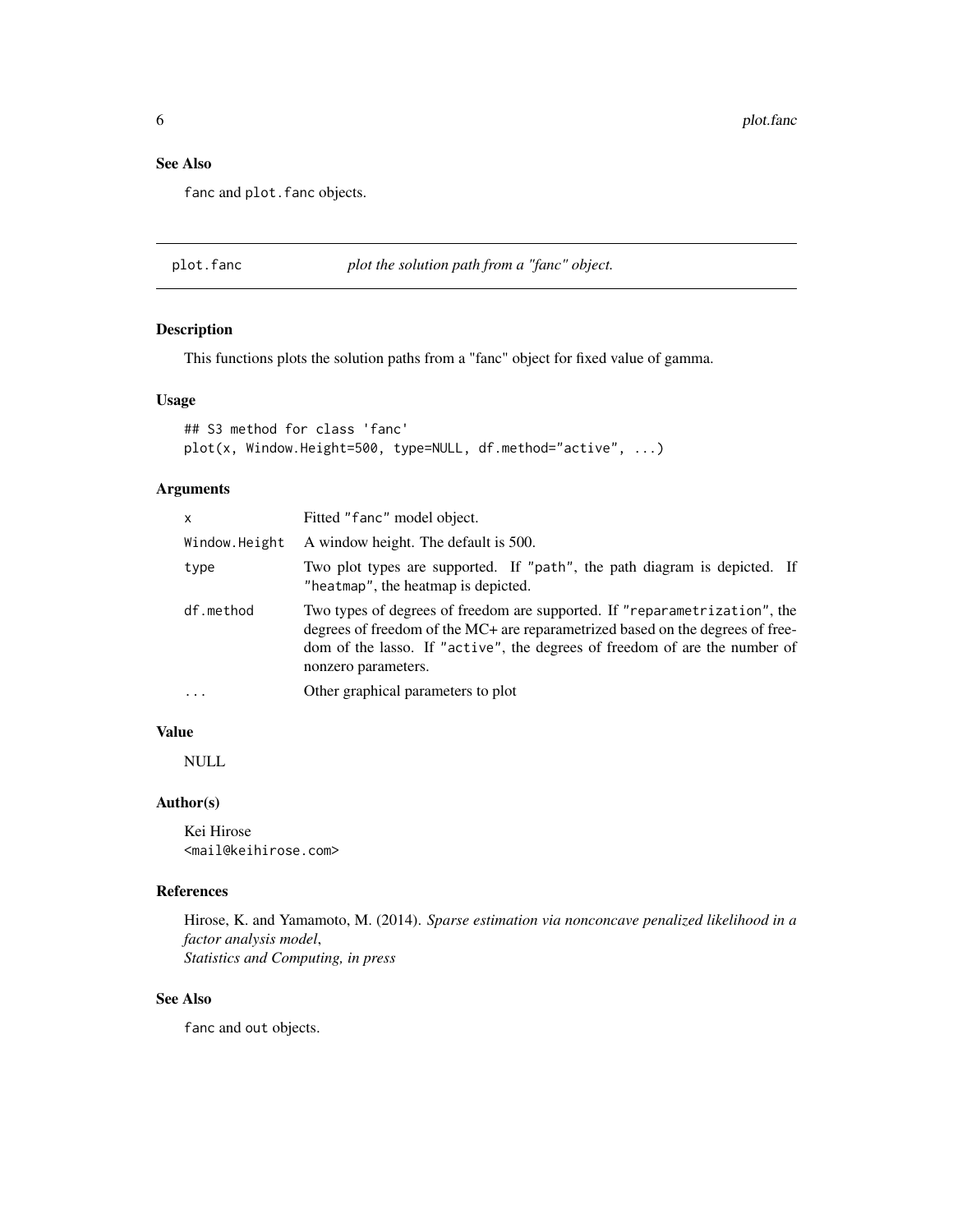## See Also

`fanc` and `plot.fanc` objects.

---

## plot.fanc — *plot the solution path from a "fanc" object.*

### Description

This functions plots the solution paths from a "fanc" object for fixed value of gamma.

### Usage

```
## S3 method for class 'fanc'
plot(x, Window.Height=500, type=NULL, df.method="active", ...)
```

### Arguments

| | |
|---|---|
| `x` | Fitted "fanc" model object. |
| `Window.Height` | A window height. The default is 500. |
| `type` | Two plot types are supported. If "path", the path diagram is depicted. If "heatmap", the heatmap is depicted. |
| `df.method` | Two types of degrees of freedom are supported. If "reparametrization", the degrees of freedom of the MC+ are reparametrized based on the degrees of freedom of the lasso. If "active", the degrees of freedom of are the number of nonzero parameters. |
| `...` | Other graphical parameters to plot |

### Value

NULL

### Author(s)

Kei Hirose
<mail@keihirose.com>

### References

Hirose, K. and Yamamoto, M. (2014). *Sparse estimation via nonconcave penalized likelihood in a factor analysis model*,
*Statistics and Computing, in press*

### See Also

`fanc` and `out` objects.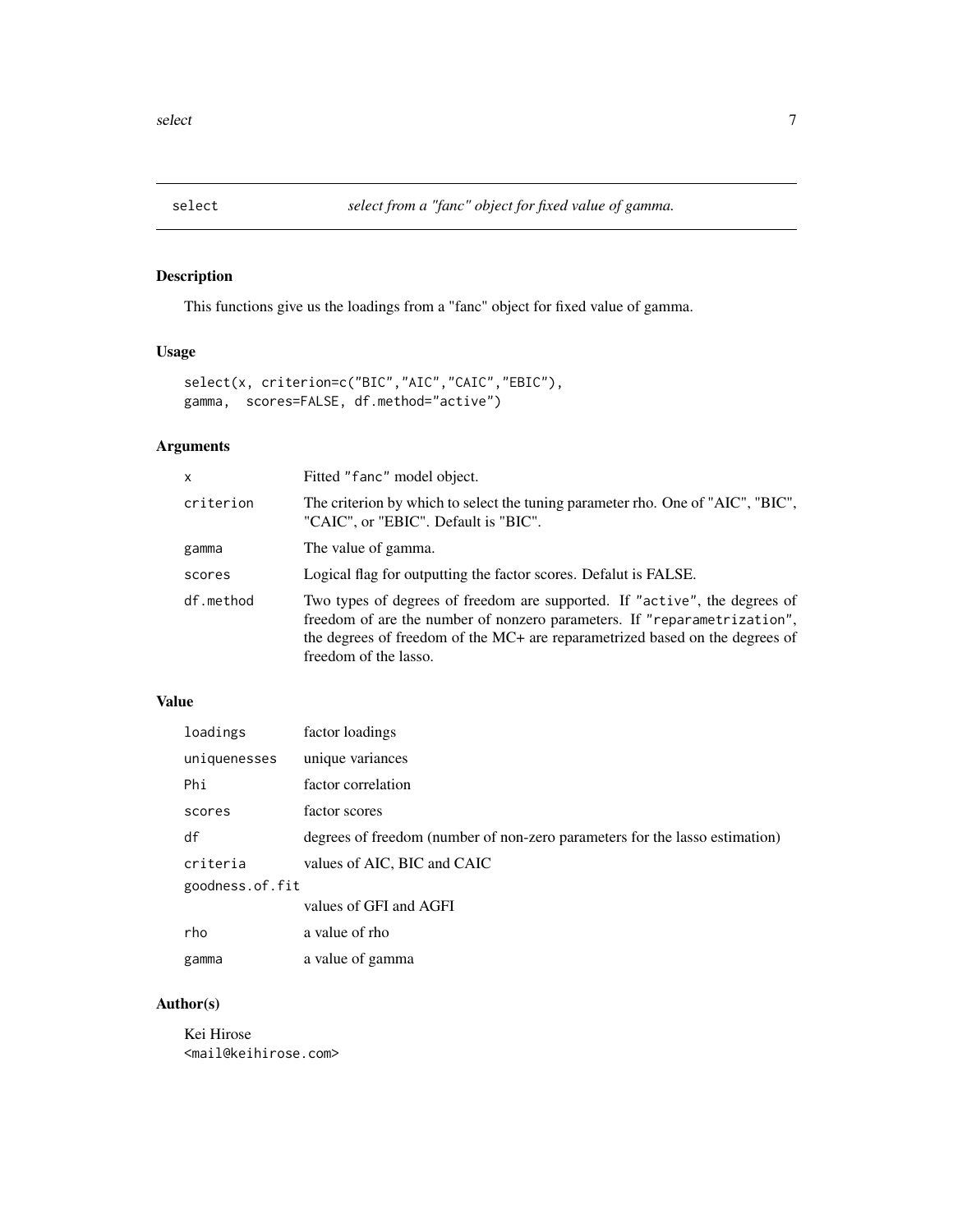## select — *select from a "fanc" object for fixed value of gamma.*

### Description

This functions give us the loadings from a "fanc" object for fixed value of gamma.

### Usage

```
select(x, criterion=c("BIC","AIC","CAIC","EBIC"),
gamma,  scores=FALSE, df.method="active")
```

### Arguments

| | |
|---|---|
| `x` | Fitted "`fanc`" model object. |
| `criterion` | The criterion by which to select the tuning parameter rho. One of "AIC", "BIC", "CAIC", or "EBIC". Default is "BIC". |
| `gamma` | The value of gamma. |
| `scores` | Logical flag for outputting the factor scores. Defalut is FALSE. |
| `df.method` | Two types of degrees of freedom are supported. If "`active`", the degrees of freedom of are the number of nonzero parameters. If "`reparametrization`", the degrees of freedom of the MC+ are reparametrized based on the degrees of freedom of the lasso. |

### Value

| | |
|---|---|
| `loadings` | factor loadings |
| `uniquenesses` | unique variances |
| `Phi` | factor correlation |
| `scores` | factor scores |
| `df` | degrees of freedom (number of non-zero parameters for the lasso estimation) |
| `criteria` | values of AIC, BIC and CAIC |
| `goodness.of.fit` | values of GFI and AGFI |
| `rho` | a value of rho |
| `gamma` | a value of gamma |

### Author(s)

Kei Hirose
<mail@keihirose.com>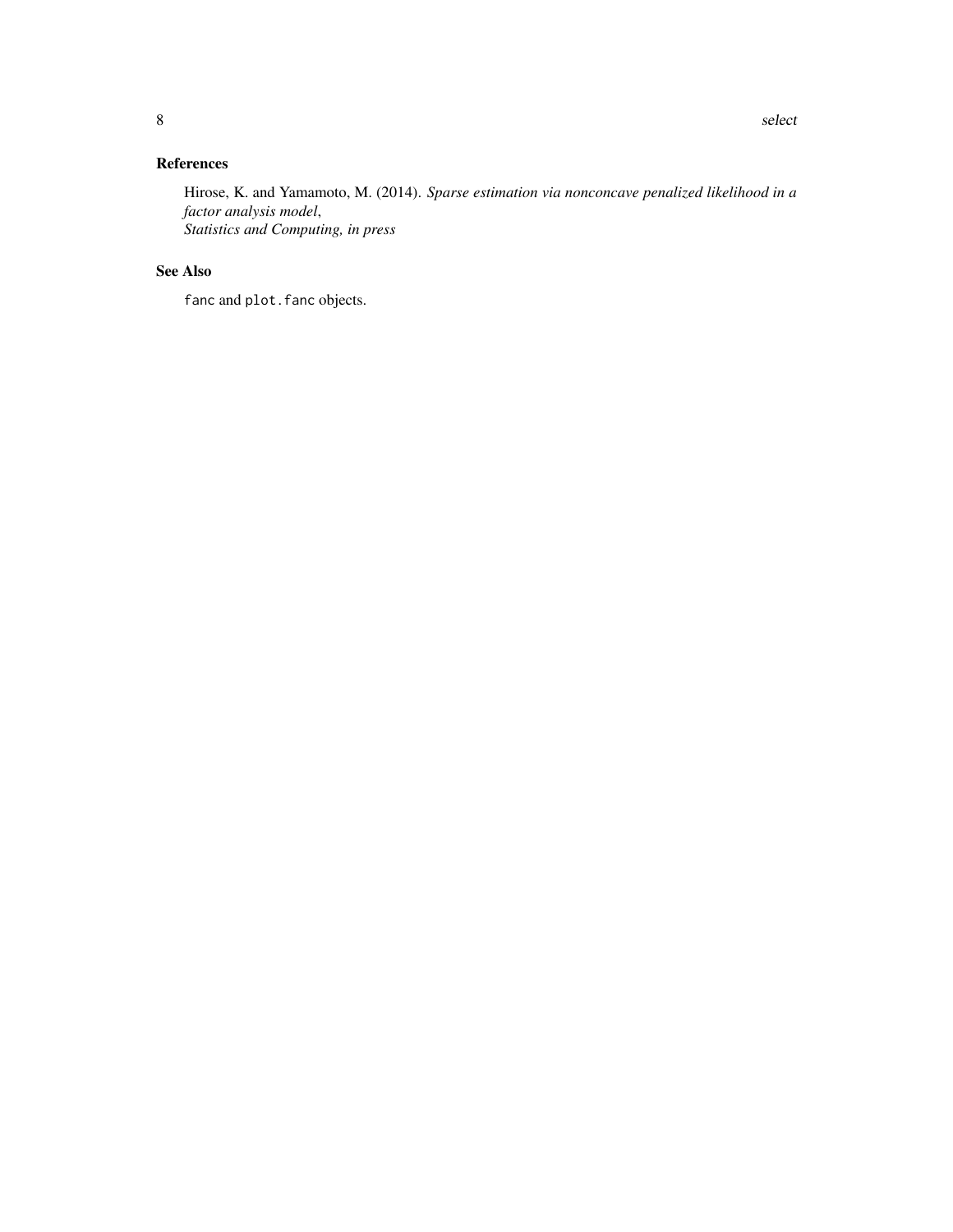## References

Hirose, K. and Yamamoto, M. (2014). *Sparse estimation via nonconcave penalized likelihood in a factor analysis model*,
*Statistics and Computing, in press*

## See Also

`fanc` and `plot.fanc` objects.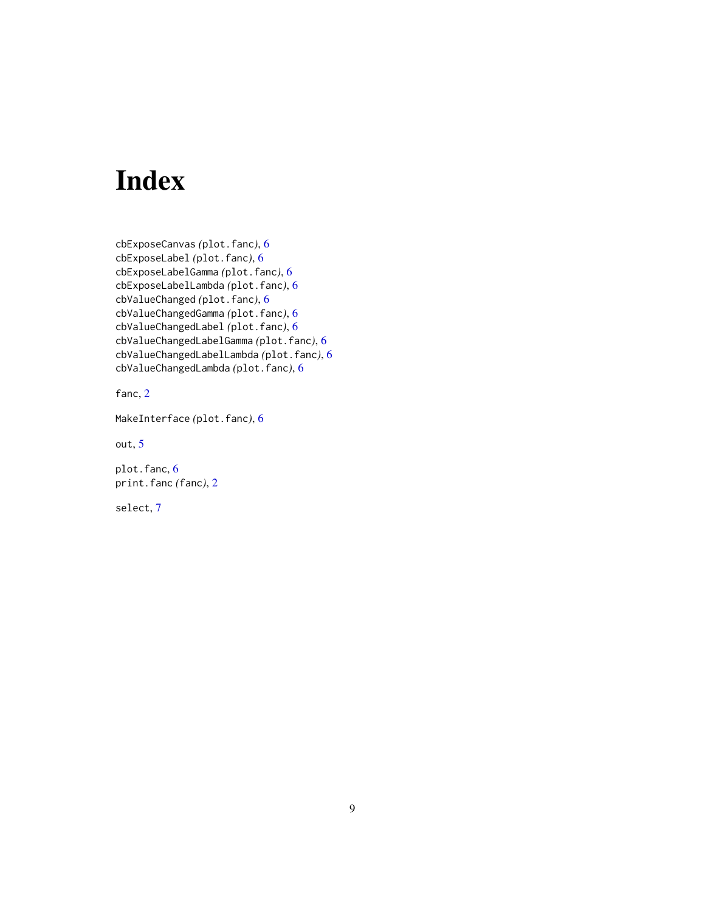# Index

cbExposeCanvas *(*plot.fanc*)*, 6
cbExposeLabel *(*plot.fanc*)*, 6
cbExposeLabelGamma *(*plot.fanc*)*, 6
cbExposeLabelLambda *(*plot.fanc*)*, 6
cbValueChanged *(*plot.fanc*)*, 6
cbValueChangedGamma *(*plot.fanc*)*, 6
cbValueChangedLabel *(*plot.fanc*)*, 6
cbValueChangedLabelGamma *(*plot.fanc*)*, 6
cbValueChangedLabelLambda *(*plot.fanc*)*, 6
cbValueChangedLambda *(*plot.fanc*)*, 6

fanc, 2

MakeInterface *(*plot.fanc*)*, 6

out, 5

plot.fanc, 6
print.fanc *(*fanc*)*, 2

select, 7